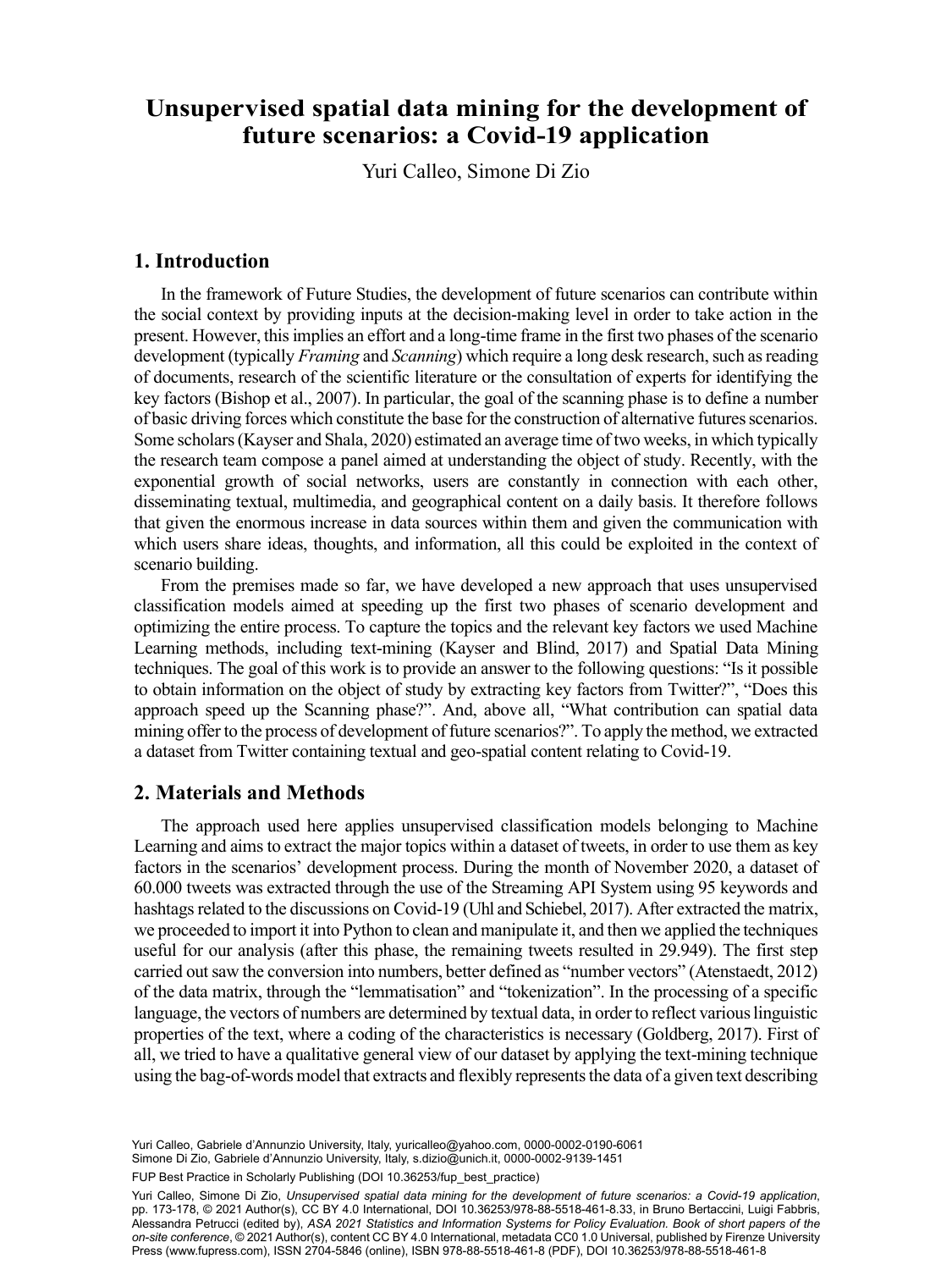# Unsupervised spatial data mining for the development of future scenarios: a Covid-19 application

Yuri Calleo, Simone Di Zio

## 1. Introduction

In the framework of Future Studies, the development of future scenarios can contribute within the social context by providing inputs at the decision-making level in order to take action in the present. However, this implies an effort and a long-time frame in the first two phases of the scenario development (typically *Framing* and *Scanning*) which require a long desk research, such as reading of documents, research of the scientific literature or the consultation of experts for identifying the key factors (Bishop et al., 2007). In particular, the goal of the scanning phase is to define a number of basic driving forces which constitute the base for the construction of alternative futures scenarios. Some scholars (Kayser and Shala, 2020) estimated an average time of two weeks, in which typically the research team compose a panel aimed at understanding the object of study. Recently, with the exponential growth of social networks, users are constantly in connection with each other, disseminating textual, multimedia, and geographical content on a daily basis. It therefore follows that given the enormous increase in data sources within them and given the communication with which users share ideas, thoughts, and information, all this could be exploited in the context of scenario building.

From the premises made so far, we have developed a new approach that uses unsupervised classification models aimed at speeding up the first two phases of scenario development and optimizing the entire process. To capture the topics and the relevant key factors we used Machine Learning methods, including text-mining (Kayser and Blind, 2017) and Spatial Data Mining techniques. The goal of this work is to provide an answer to the following questions: "Is it possible to obtain information on the object of study by extracting key factors from Twitter?", "Does this approach speed up the Scanning phase?". And, above all, "What contribution can spatial data mining offer to the process of development of future scenarios?". To apply the method, we extracted a dataset from Twitter containing textual and geo-spatial content relating to Covid-19.

## 2. Materials and Methods

The approach used here applies unsupervised classification models belonging to Machine Learning and aims to extract the major topics within a dataset of tweets, in order to use them as key factors in the scenarios' development process. During the month of November 2020, a dataset of 60.000 tweets was extracted through the use of the Streaming API System using 95 keywords and hashtags related to the discussions on Covid-19 (Uhl and Schiebel, 2017). After extracted the matrix, we proceeded to import it into Python to clean and manipulate it, and then we applied the techniques useful for our analysis (after this phase, the remaining tweets resulted in 29.949). The first step carried out saw the conversion into numbers, better defined as "number vectors" (Atenstaedt, 2012) of the data matrix, through the "lemmatisation" and "tokenization". In the processing of a specific language, the vectors of numbers are determined by textual data, in order to reflect various linguistic properties of the text, where a coding of the characteristics is necessary (Goldberg, 2017). First of all, we tried to have a qualitative general view of our dataset by applying the text-mining technique using the bag-of-words model that extracts and flexibly represents the data of a given text describing

Yuri Calleo, Gabriele d'Annunzio University, Italy, yuricalleo@yahoo.com, 0000-0002-0190-6061
Simone Di Zio, Gabriele d'Annunzio University, Italy, s.dizio@unich.it, 0000-0002-9139-1451

FUP Best Practice in Scholarly Publishing (DOI 10.36253/fup_best_practice)

Yuri Calleo, Simone Di Zio, *Unsupervised spatial data mining for the development of future scenarios: a Covid-19 application*, pp. 173-178, © 2021 Author(s), CC BY 4.0 International, DOI 10.36253/978-88-5518-461-8.33, in Bruno Bertaccini, Luigi Fabbris, Alessandra Petrucci (edited by), *ASA 2021 Statistics and Information Systems for Policy Evaluation. Book of short papers of the on-site conference*, © 2021 Author(s), content CC BY 4.0 International, metadata CC0 1.0 Universal, published by Firenze University Press (www.fupress.com), ISSN 2704-5846 (online), ISBN 978-88-5518-461-8 (PDF), DOI 10.36253/978-88-5518-461-8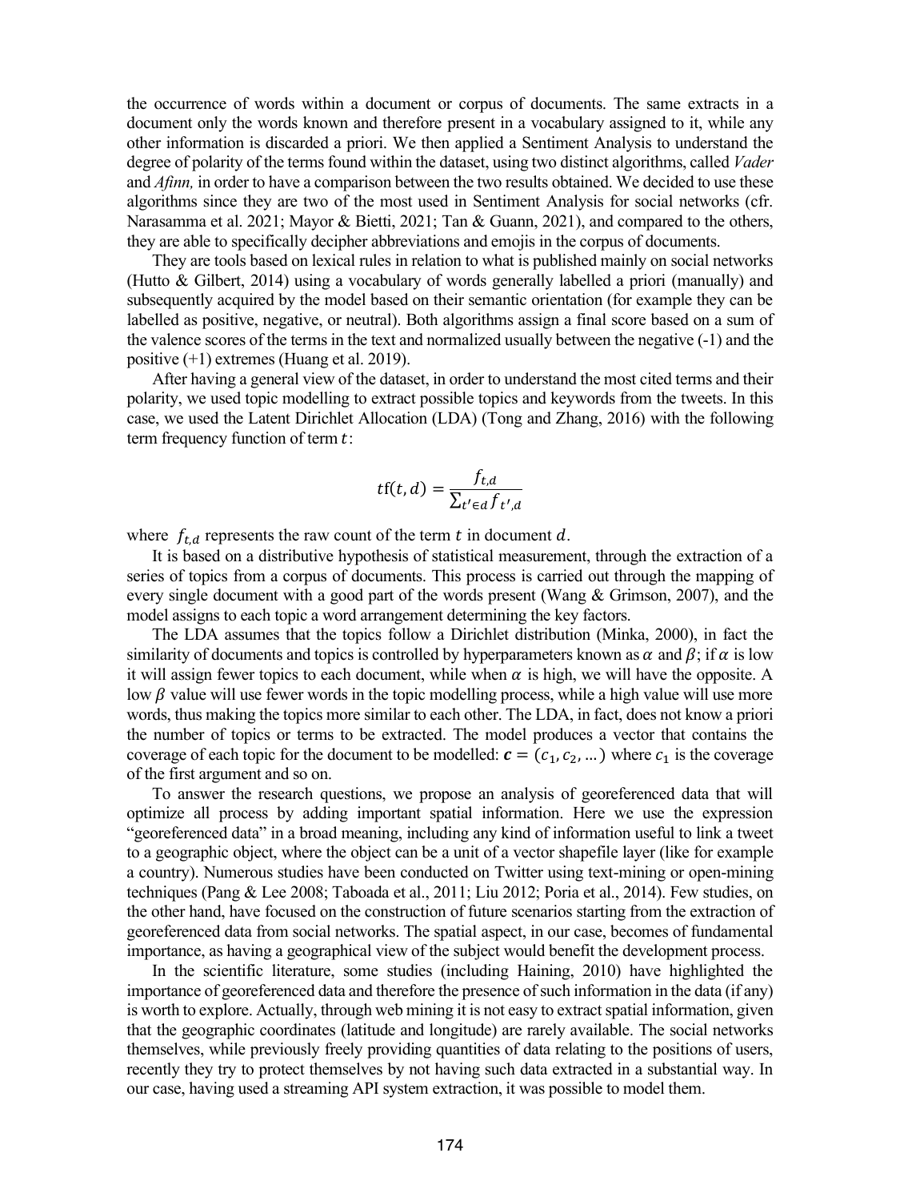the occurrence of words within a document or corpus of documents. The same extracts in a document only the words known and therefore present in a vocabulary assigned to it, while any other information is discarded a priori. We then applied a Sentiment Analysis to understand the degree of polarity of the terms found within the dataset, using two distinct algorithms, called *Vader* and *Afinn,* in order to have a comparison between the two results obtained. We decided to use these algorithms since they are two of the most used in Sentiment Analysis for social networks (cfr. Narasamma et al. 2021; Mayor & Bietti, 2021; Tan & Guann, 2021), and compared to the others, they are able to specifically decipher abbreviations and emojis in the corpus of documents.

They are tools based on lexical rules in relation to what is published mainly on social networks (Hutto & Gilbert, 2014) using a vocabulary of words generally labelled a priori (manually) and subsequently acquired by the model based on their semantic orientation (for example they can be labelled as positive, negative, or neutral). Both algorithms assign a final score based on a sum of the valence scores of the terms in the text and normalized usually between the negative (-1) and the positive (+1) extremes (Huang et al. 2019).

After having a general view of the dataset, in order to understand the most cited terms and their polarity, we used topic modelling to extract possible topics and keywords from the tweets. In this case, we used the Latent Dirichlet Allocation (LDA) (Tong and Zhang, 2016) with the following term frequency function of term $t$:

$$tf(t,d) = \frac{f_{t,d}}{\sum_{t' \in d} f_{t',d}}$$

where $f_{t,d}$ represents the raw count of the term $t$ in document $d$.

It is based on a distributive hypothesis of statistical measurement, through the extraction of a series of topics from a corpus of documents. This process is carried out through the mapping of every single document with a good part of the words present (Wang & Grimson, 2007), and the model assigns to each topic a word arrangement determining the key factors.

The LDA assumes that the topics follow a Dirichlet distribution (Minka, 2000), in fact the similarity of documents and topics is controlled by hyperparameters known as $\alpha$ and $\beta$; if $\alpha$ is low it will assign fewer topics to each document, while when $\alpha$ is high, we will have the opposite. A low $\beta$ value will use fewer words in the topic modelling process, while a high value will use more words, thus making the topics more similar to each other. The LDA, in fact, does not know a priori the number of topics or terms to be extracted. The model produces a vector that contains the coverage of each topic for the document to be modelled: $\boldsymbol{c} = (c_1, c_2, \ldots)$ where $c_1$ is the coverage of the first argument and so on.

To answer the research questions, we propose an analysis of georeferenced data that will optimize all process by adding important spatial information. Here we use the expression "georeferenced data" in a broad meaning, including any kind of information useful to link a tweet to a geographic object, where the object can be a unit of a vector shapefile layer (like for example a country). Numerous studies have been conducted on Twitter using text-mining or open-mining techniques (Pang & Lee 2008; Taboada et al., 2011; Liu 2012; Poria et al., 2014). Few studies, on the other hand, have focused on the construction of future scenarios starting from the extraction of georeferenced data from social networks. The spatial aspect, in our case, becomes of fundamental importance, as having a geographical view of the subject would benefit the development process.

In the scientific literature, some studies (including Haining, 2010) have highlighted the importance of georeferenced data and therefore the presence of such information in the data (if any) is worth to explore. Actually, through web mining it is not easy to extract spatial information, given that the geographic coordinates (latitude and longitude) are rarely available. The social networks themselves, while previously freely providing quantities of data relating to the positions of users, recently they try to protect themselves by not having such data extracted in a substantial way. In our case, having used a streaming API system extraction, it was possible to model them.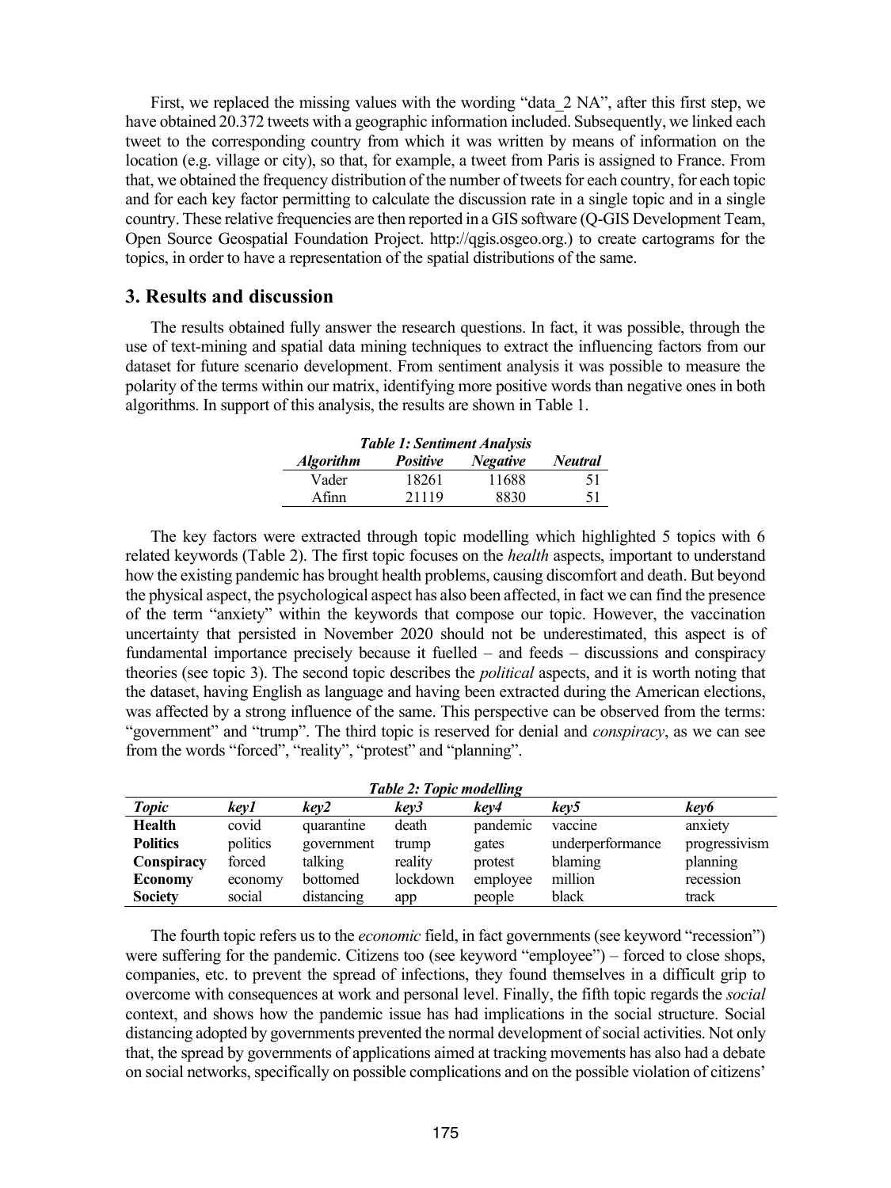First, we replaced the missing values with the wording "data_2 NA", after this first step, we have obtained 20.372 tweets with a geographic information included. Subsequently, we linked each tweet to the corresponding country from which it was written by means of information on the location (e.g. village or city), so that, for example, a tweet from Paris is assigned to France. From that, we obtained the frequency distribution of the number of tweets for each country, for each topic and for each key factor permitting to calculate the discussion rate in a single topic and in a single country. These relative frequencies are then reported in a GIS software (Q-GIS Development Team, Open Source Geospatial Foundation Project. http://qgis.osgeo.org.) to create cartograms for the topics, in order to have a representation of the spatial distributions of the same.

## 3. Results and discussion

The results obtained fully answer the research questions. In fact, it was possible, through the use of text-mining and spatial data mining techniques to extract the influencing factors from our dataset for future scenario development. From sentiment analysis it was possible to measure the polarity of the terms within our matrix, identifying more positive words than negative ones in both algorithms. In support of this analysis, the results are shown in Table 1.

***Table 1: Sentiment Analysis***

| *Algorithm* | *Positive* | *Negative* | *Neutral* |
|---|---|---|---|
| Vader | 18261 | 11688 | 51 |
| Afinn | 21119 | 8830 | 51 |

The key factors were extracted through topic modelling which highlighted 5 topics with 6 related keywords (Table 2). The first topic focuses on the *health* aspects, important to understand how the existing pandemic has brought health problems, causing discomfort and death. But beyond the physical aspect, the psychological aspect has also been affected, in fact we can find the presence of the term "anxiety" within the keywords that compose our topic. However, the vaccination uncertainty that persisted in November 2020 should not be underestimated, this aspect is of fundamental importance precisely because it fuelled – and feeds – discussions and conspiracy theories (see topic 3). The second topic describes the *political* aspects, and it is worth noting that the dataset, having English as language and having been extracted during the American elections, was affected by a strong influence of the same. This perspective can be observed from the terms: "government" and "trump". The third topic is reserved for denial and *conspiracy*, as we can see from the words "forced", "reality", "protest" and "planning".

***Table 2: Topic modelling***

| *Topic* | *key1* | *key2* | *key3* | *key4* | *key5* | *key6* |
|---|---|---|---|---|---|---|
| **Health** | covid | quarantine | death | pandemic | vaccine | anxiety |
| **Politics** | politics | government | trump | gates | underperformance | progressivism |
| **Conspiracy** | forced | talking | reality | protest | blaming | planning |
| **Economy** | economy | bottomed | lockdown | employee | million | recession |
| **Society** | social | distancing | app | people | black | track |

The fourth topic refers us to the *economic* field, in fact governments (see keyword "recession") were suffering for the pandemic. Citizens too (see keyword "employee") – forced to close shops, companies, etc. to prevent the spread of infections, they found themselves in a difficult grip to overcome with consequences at work and personal level. Finally, the fifth topic regards the *social* context, and shows how the pandemic issue has had implications in the social structure. Social distancing adopted by governments prevented the normal development of social activities. Not only that, the spread by governments of applications aimed at tracking movements has also had a debate on social networks, specifically on possible complications and on the possible violation of citizens'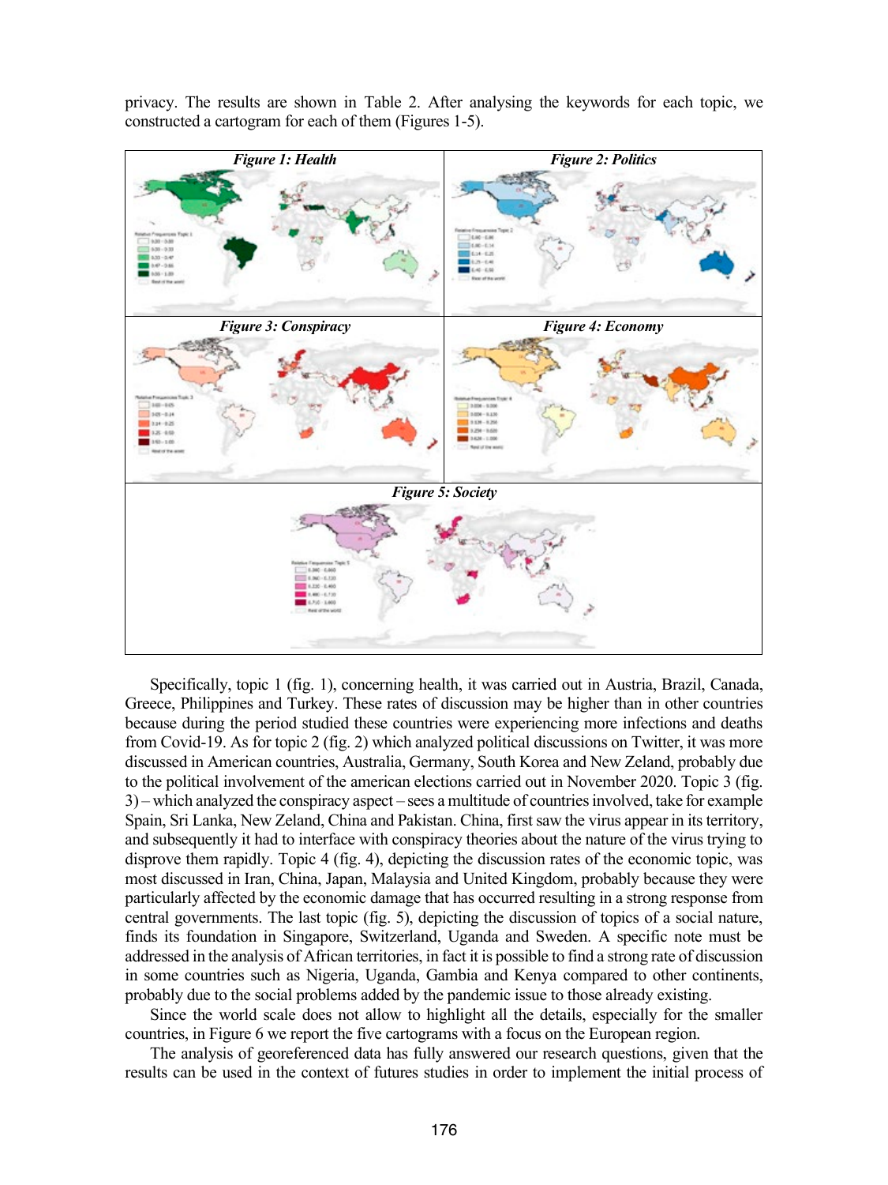privacy. The results are shown in Table 2. After analysing the keywords for each topic, we constructed a cartogram for each of them (Figures 1-5).

*Figure 1: Health*

*Figure 2: Politics*

*Figure 3: Conspiracy*

*Figure 4: Economy*

*Figure 5: Society*

Specifically, topic 1 (fig. 1), concerning health, it was carried out in Austria, Brazil, Canada, Greece, Philippines and Turkey. These rates of discussion may be higher than in other countries because during the period studied these countries were experiencing more infections and deaths from Covid-19. As for topic 2 (fig. 2) which analyzed political discussions on Twitter, it was more discussed in American countries, Australia, Germany, South Korea and New Zeland, probably due to the political involvement of the american elections carried out in November 2020. Topic 3 (fig. 3) – which analyzed the conspiracy aspect – sees a multitude of countries involved, take for example Spain, Sri Lanka, New Zeland, China and Pakistan. China, first saw the virus appear in its territory, and subsequently it had to interface with conspiracy theories about the nature of the virus trying to disprove them rapidly. Topic 4 (fig. 4), depicting the discussion rates of the economic topic, was most discussed in Iran, China, Japan, Malaysia and United Kingdom, probably because they were particularly affected by the economic damage that has occurred resulting in a strong response from central governments. The last topic (fig. 5), depicting the discussion of topics of a social nature, finds its foundation in Singapore, Switzerland, Uganda and Sweden. A specific note must be addressed in the analysis of African territories, in fact it is possible to find a strong rate of discussion in some countries such as Nigeria, Uganda, Gambia and Kenya compared to other continents, probably due to the social problems added by the pandemic issue to those already existing.

Since the world scale does not allow to highlight all the details, especially for the smaller countries, in Figure 6 we report the five cartograms with a focus on the European region.

The analysis of georeferenced data has fully answered our research questions, given that the results can be used in the context of futures studies in order to implement the initial process of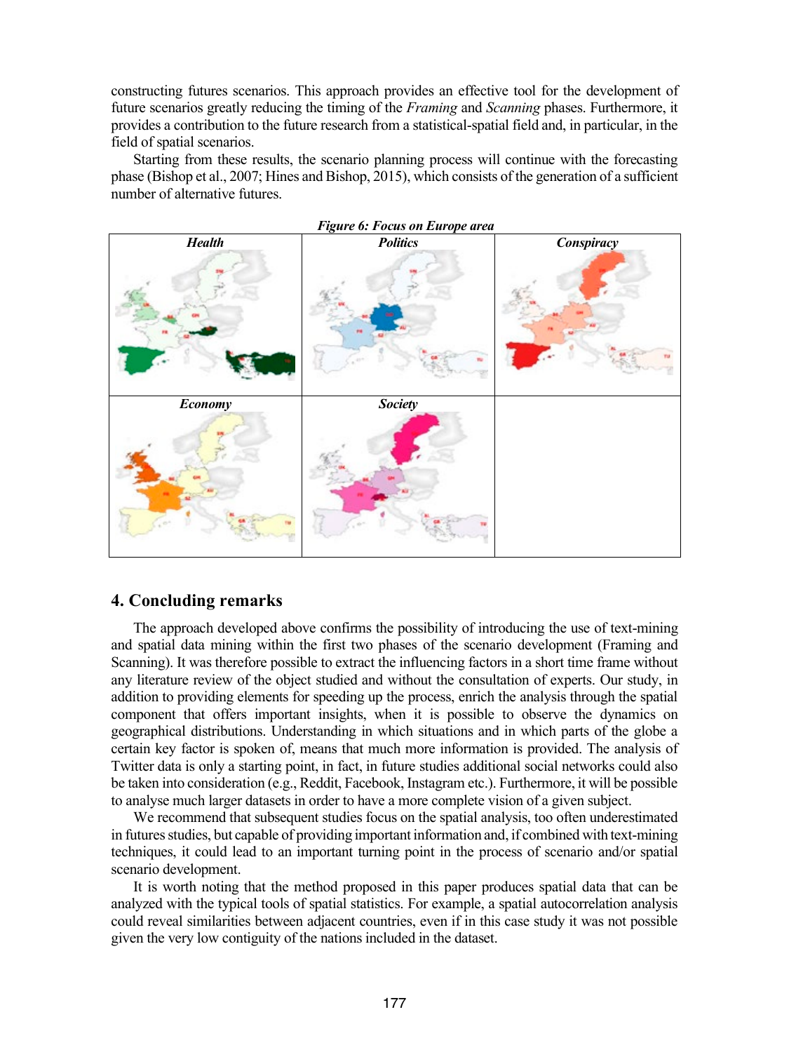constructing futures scenarios. This approach provides an effective tool for the development of future scenarios greatly reducing the timing of the *Framing* and *Scanning* phases. Furthermore, it provides a contribution to the future research from a statistical-spatial field and, in particular, in the field of spatial scenarios.

Starting from these results, the scenario planning process will continue with the forecasting phase (Bishop et al., 2007; Hines and Bishop, 2015), which consists of the generation of a sufficient number of alternative futures.

***Figure 6: Focus on Europe area***

| *Health* | *Politics* | *Conspiracy* |
|---|---|---|
| *Economy* | *Society* | |

## 4. Concluding remarks

The approach developed above confirms the possibility of introducing the use of text-mining and spatial data mining within the first two phases of the scenario development (Framing and Scanning). It was therefore possible to extract the influencing factors in a short time frame without any literature review of the object studied and without the consultation of experts. Our study, in addition to providing elements for speeding up the process, enrich the analysis through the spatial component that offers important insights, when it is possible to observe the dynamics on geographical distributions. Understanding in which situations and in which parts of the globe a certain key factor is spoken of, means that much more information is provided. The analysis of Twitter data is only a starting point, in fact, in future studies additional social networks could also be taken into consideration (e.g., Reddit, Facebook, Instagram etc.). Furthermore, it will be possible to analyse much larger datasets in order to have a more complete vision of a given subject.

We recommend that subsequent studies focus on the spatial analysis, too often underestimated in futures studies, but capable of providing important information and, if combined with text-mining techniques, it could lead to an important turning point in the process of scenario and/or spatial scenario development.

It is worth noting that the method proposed in this paper produces spatial data that can be analyzed with the typical tools of spatial statistics. For example, a spatial autocorrelation analysis could reveal similarities between adjacent countries, even if in this case study it was not possible given the very low contiguity of the nations included in the dataset.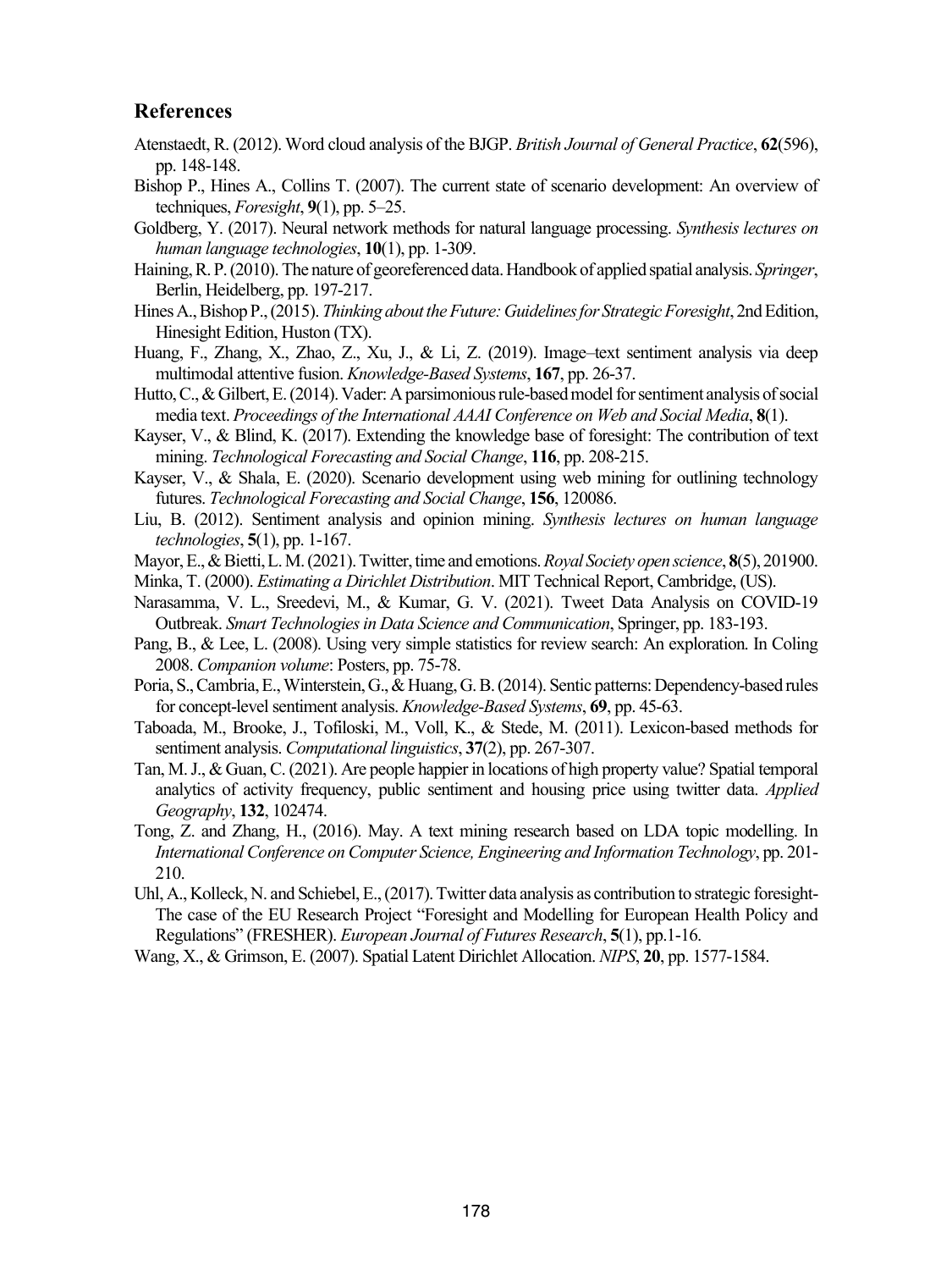## References

Atenstaedt, R. (2012). Word cloud analysis of the BJGP. *British Journal of General Practice*, **62**(596), pp. 148-148.

Bishop P., Hines A., Collins T. (2007). The current state of scenario development: An overview of techniques, *Foresight*, **9**(1), pp. 5–25.

Goldberg, Y. (2017). Neural network methods for natural language processing. *Synthesis lectures on human language technologies*, **10**(1), pp. 1-309.

Haining, R. P. (2010). The nature of georeferenced data. Handbook of applied spatial analysis. *Springer*, Berlin, Heidelberg, pp. 197-217.

Hines A., Bishop P., (2015). *Thinking about the Future: Guidelines for Strategic Foresight*, 2nd Edition, Hinesight Edition, Huston (TX).

Huang, F., Zhang, X., Zhao, Z., Xu, J., & Li, Z. (2019). Image–text sentiment analysis via deep multimodal attentive fusion. *Knowledge-Based Systems*, **167**, pp. 26-37.

Hutto, C., & Gilbert, E. (2014). Vader: A parsimonious rule-based model for sentiment analysis of social media text. *Proceedings of the International AAAI Conference on Web and Social Media*, **8**(1).

Kayser, V., & Blind, K. (2017). Extending the knowledge base of foresight: The contribution of text mining. *Technological Forecasting and Social Change*, **116**, pp. 208-215.

Kayser, V., & Shala, E. (2020). Scenario development using web mining for outlining technology futures. *Technological Forecasting and Social Change*, **156**, 120086.

Liu, B. (2012). Sentiment analysis and opinion mining. *Synthesis lectures on human language technologies*, **5**(1), pp. 1-167.

Mayor, E., & Bietti, L. M. (2021). Twitter, time and emotions. *Royal Society open science*, **8**(5), 201900.

Minka, T. (2000). *Estimating a Dirichlet Distribution*. MIT Technical Report, Cambridge, (US).

Narasamma, V. L., Sreedevi, M., & Kumar, G. V. (2021). Tweet Data Analysis on COVID-19 Outbreak. *Smart Technologies in Data Science and Communication*, Springer, pp. 183-193.

Pang, B., & Lee, L. (2008). Using very simple statistics for review search: An exploration. In Coling 2008. *Companion volume*: Posters, pp. 75-78.

Poria, S., Cambria, E., Winterstein, G., & Huang, G. B. (2014). Sentic patterns: Dependency-based rules for concept-level sentiment analysis. *Knowledge-Based Systems*, **69**, pp. 45-63.

Taboada, M., Brooke, J., Tofiloski, M., Voll, K., & Stede, M. (2011). Lexicon-based methods for sentiment analysis. *Computational linguistics*, **37**(2), pp. 267-307.

Tan, M. J., & Guan, C. (2021). Are people happier in locations of high property value? Spatial temporal analytics of activity frequency, public sentiment and housing price using twitter data. *Applied Geography*, **132**, 102474.

Tong, Z. and Zhang, H., (2016). May. A text mining research based on LDA topic modelling. In *International Conference on Computer Science, Engineering and Information Technology*, pp. 201-210.

Uhl, A., Kolleck, N. and Schiebel, E., (2017). Twitter data analysis as contribution to strategic foresight-The case of the EU Research Project "Foresight and Modelling for European Health Policy and Regulations" (FRESHER). *European Journal of Futures Research*, **5**(1), pp.1-16.

Wang, X., & Grimson, E. (2007). Spatial Latent Dirichlet Allocation. *NIPS*, **20**, pp. 1577-1584.